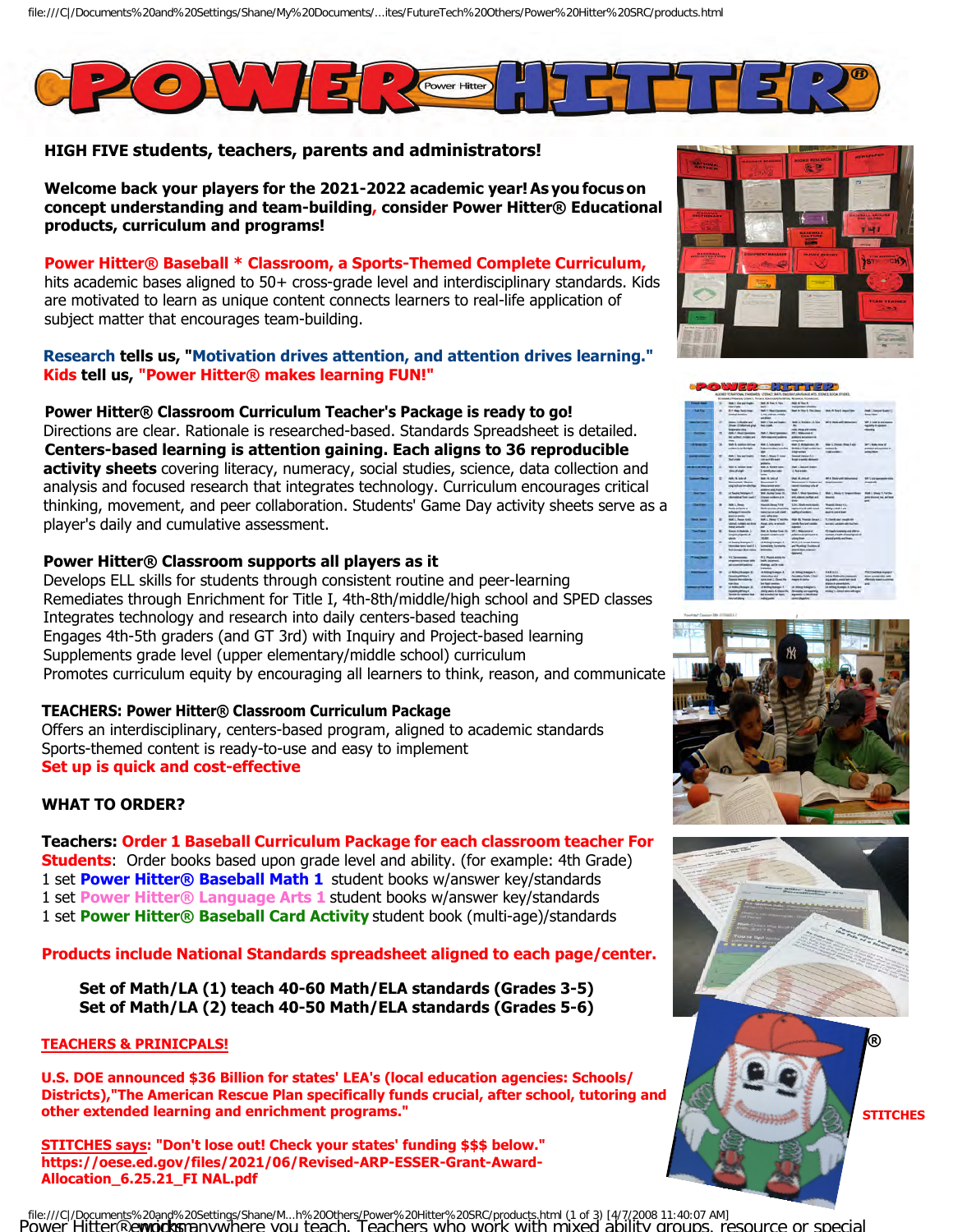# POWER HITTER®

**HIGH FIVE students, teachers, parents and administrators!**

**Welcome back your players for the 2021-2022 academic year! As you focus on concept understanding and team-building, consider Power Hitter® Educational products, curriculum and programs!**

**Power Hitter® Baseball * Classroom, a Sports-Themed Complete Curriculum,** hits academic bases aligned to 50+ cross-grade level and interdisciplinary standards. Kids are motivated to learn as unique content connects learners to real-life application of subject matter that encourages team-building.

**Research tells us, "Motivation drives attention, and attention drives learning."**
**Kids tell us, "Power Hitter® makes learning FUN!"**

**Power Hitter® Classroom Curriculum Teacher's Package is ready to go!**
Directions are clear. Rationale is researched-based. Standards Spreadsheet is detailed. **Centers-based learning is attention gaining. Each aligns to 36 reproducible activity sheets** covering literacy, numeracy, social studies, science, data collection and analysis and focused research that integrates technology. Curriculum encourages critical thinking, movement, and peer collaboration. Students' Game Day activity sheets serve as a player's daily and cumulative assessment.

**Power Hitter® Classroom supports all players as it**
Develops ELL skills for students through consistent routine and peer-learning
Remediates through Enrichment for Title I, 4th-8th/middle/high school and SPED classes
Integrates technology and research into daily centers-based teaching
Engages 4th-5th graders (and GT 3rd) with Inquiry and Project-based learning
Supplements grade level (upper elementary/middle school) curriculum
Promotes curriculum equity by encouraging all learners to think, reason, and communicate

**TEACHERS: Power Hitter® Classroom Curriculum Package**
Offers an interdisciplinary, centers-based program, aligned to academic standards
Sports-themed content is ready-to-use and easy to implement
**Set up is quick and cost-effective**

**WHAT TO ORDER?**

**Teachers: Order 1 Baseball Curriculum Package for each classroom teacher For Students**: Order books based upon grade level and ability. (for example: 4th Grade)
1 set **Power Hitter® Baseball Math 1** student books w/answer key/standards
1 set **Power Hitter® Language Arts 1** student books w/answer key/standards
1 set **Power Hitter® Baseball Card Activity** student book (multi-age)/standards

**Products include National Standards spreadsheet aligned to each page/center.**

**Set of Math/LA (1) teach 40-60 Math/ELA standards (Grades 3-5)**
**Set of Math/LA (2) teach 40-50 Math/ELA standards (Grades 5-6)**

**TEACHERS & PRINICPALS!**

**U.S. DOE announced $36 Billion for states' LEA's (local education agencies: Schools/ Districts),"The American Rescue Plan specifically funds crucial, after school, tutoring and other extended learning and enrichment programs."**

**STITCHES says: "Don't lose out! Check your states' funding $$$ below."**
**https://oese.ed.gov/files/2021/06/Revised-ARP-ESSER-Grant-Award-Allocation_6.25.21_FI NAL.pdf**

®

STITCHES

Power Hitter® works anywhere you teach. Teachers who work with mixed ability groups, resource or special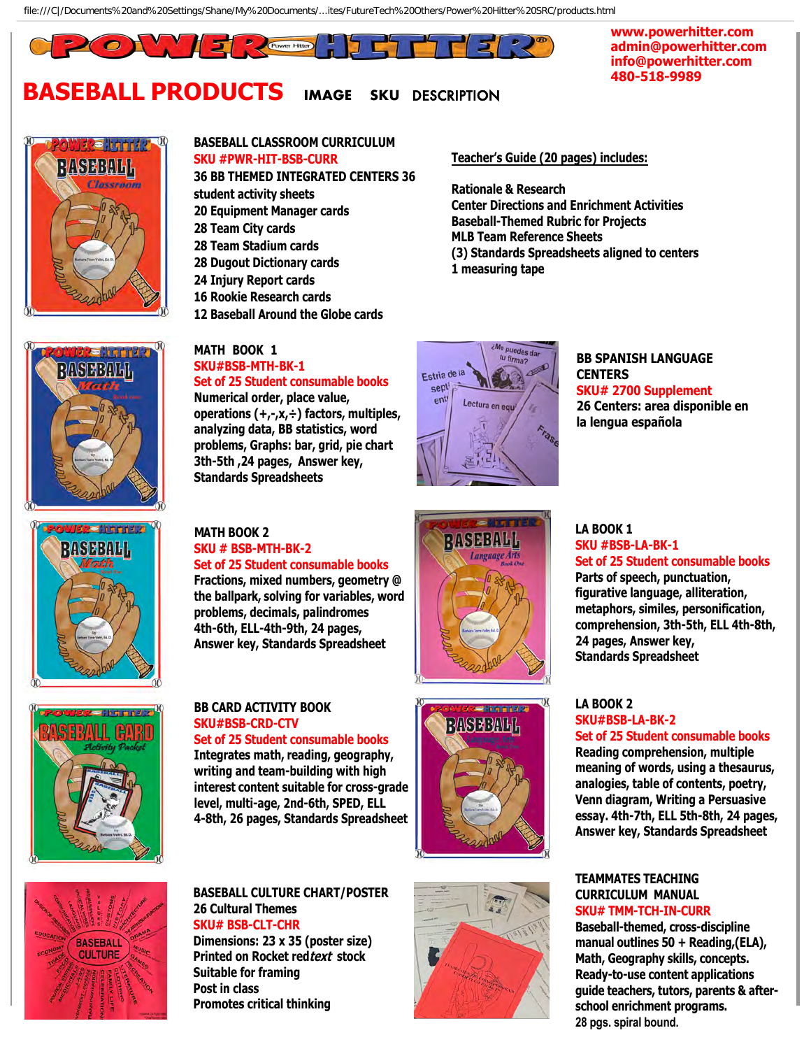www.powerhitter.com
admin@powerhitter.com
info@powerhitter.com
480-518-9989

# BASEBALL PRODUCTS

**IMAGE SKU DESCRIPTION**

**BASEBALL CLASSROOM CURRICULUM**
**SKU #PWR-HIT-BSB-CURR**
36 BB THEMED INTEGRATED CENTERS 36 student activity sheets
20 Equipment Manager cards
28 Team City cards
28 Team Stadium cards
28 Dugout Dictionary cards
24 Injury Report cards
16 Rookie Research cards
12 Baseball Around the Globe cards

**Teacher's Guide (20 pages) includes:**

Rationale & Research
Center Directions and Enrichment Activities
Baseball-Themed Rubric for Projects
MLB Team Reference Sheets
(3) Standards Spreadsheets aligned to centers
1 measuring tape

**MATH BOOK 1**
**SKU#BSB-MTH-BK-1**
**Set of 25 Student consumable books**
Numerical order, place value, operations (+,-,x,÷) factors, multiples, analyzing data, BB statistics, word problems, Graphs: bar, grid, pie chart 3th-5th ,24 pages, Answer key, Standards Spreadsheets

**BB SPANISH LANGUAGE CENTERS**
**SKU# 2700 Supplement**
26 Centers: area disponible en la lengua española

**MATH BOOK 2**
**SKU # BSB-MTH-BK-2**
**Set of 25 Student consumable books**
Fractions, mixed numbers, geometry @ the ballpark, solving for variables, word problems, decimals, palindromes 4th-6th, ELL-4th-9th, 24 pages, Answer key, Standards Spreadsheet

**LA BOOK 1**
**SKU #BSB-LA-BK-1**
**Set of 25 Student consumable books**
Parts of speech, punctuation, figurative language, alliteration, metaphors, similes, personification, comprehension, 3th-5th, ELL 4th-8th, 24 pages, Answer key, Standards Spreadsheet

**BB CARD ACTIVITY BOOK**
**SKU#BSB-CRD-CTV**
**Set of 25 Student consumable books**
Integrates math, reading, geography, writing and team-building with high interest content suitable for cross-grade level, multi-age, 2nd-6th, SPED, ELL 4-8th, 26 pages, Standards Spreadsheet

**LA BOOK 2**
**SKU#BSB-LA-BK-2**
**Set of 25 Student consumable books**
Reading comprehension, multiple meaning of words, using a thesaurus, analogies, table of contents, poetry, Venn diagram, Writing a Persuasive essay. 4th-7th, ELL 5th-8th, 24 pages, Answer key, Standards Spreadsheet

**BASEBALL CULTURE CHART/POSTER**
**26 Cultural Themes**
**SKU# BSB-CLT-CHR**
Dimensions: 23 x 35 (poster size)
Printed on Rocket red *text* stock
Suitable for framing
Post in class
Promotes critical thinking

**TEAMMATES TEACHING CURRICULUM MANUAL**
**SKU# TMM-TCH-IN-CURR**
Baseball-themed, cross-discipline manual outlines 50 + Reading,(ELA), Math, Geography skills, concepts. Ready-to-use content applications guide teachers, tutors, parents & after-school enrichment programs.
28 pgs. spiral bound.